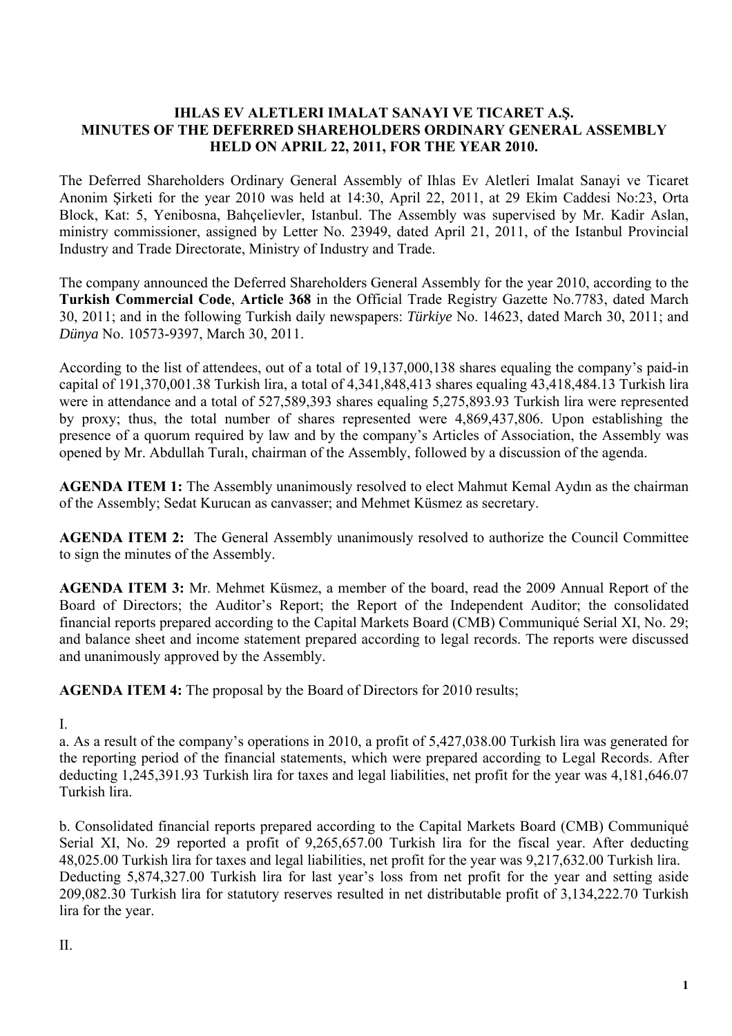# IHLAS EV ALETLERI IMALAT SANAYI VE TICARET A.Ş. MINUTES OF THE DEFERRED SHAREHOLDERS ORDINARY GENERAL ASSEMBLY HELD ON APRIL 22, 2011, FOR THE YEAR 2010.

The Deferred Shareholders Ordinary General Assembly of Ihlas Ev Aletleri Imalat Sanayi ve Ticaret Anonim Şirketi for the year 2010 was held at 14:30, April 22, 2011, at 29 Ekim Caddesi No:23, Orta Block, Kat: 5, Yenibosna, Bahçelievler, Istanbul. The Assembly was supervised by Mr. Kadir Aslan, ministry commissioner, assigned by Letter No. 23949, dated April 21, 2011, of the Istanbul Provincial Industry and Trade Directorate, Ministry of Industry and Trade.

The company announced the Deferred Shareholders General Assembly for the year 2010, according to the **Turkish Commercial Code**, **Article 368** in the Official Trade Registry Gazette No.7783, dated March 30, 2011; and in the following Turkish daily newspapers: *Türkiye* No. 14623, dated March 30, 2011; and *Dünya* No. 10573-9397, March 30, 2011.

According to the list of attendees, out of a total of 19,137,000,138 shares equaling the company's paid-in capital of 191,370,001.38 Turkish lira, a total of 4,341,848,413 shares equaling 43,418,484.13 Turkish lira were in attendance and a total of 527,589,393 shares equaling 5,275,893.93 Turkish lira were represented by proxy; thus, the total number of shares represented were 4,869,437,806. Upon establishing the presence of a quorum required by law and by the company's Articles of Association, the Assembly was opened by Mr. Abdullah Turalı, chairman of the Assembly, followed by a discussion of the agenda.

**AGENDA ITEM 1:** The Assembly unanimously resolved to elect Mahmut Kemal Aydın as the chairman of the Assembly; Sedat Kurucan as canvasser; and Mehmet Küsmez as secretary.

**AGENDA ITEM 2:** The General Assembly unanimously resolved to authorize the Council Committee to sign the minutes of the Assembly.

**AGENDA ITEM 3:** Mr. Mehmet Küsmez, a member of the board, read the 2009 Annual Report of the Board of Directors; the Auditor's Report; the Report of the Independent Auditor; the consolidated financial reports prepared according to the Capital Markets Board (CMB) Communiqué Serial XI, No. 29; and balance sheet and income statement prepared according to legal records. The reports were discussed and unanimously approved by the Assembly.

**AGENDA ITEM 4:** The proposal by the Board of Directors for 2010 results;

I.

a. As a result of the company's operations in 2010, a profit of 5,427,038.00 Turkish lira was generated for the reporting period of the financial statements, which were prepared according to Legal Records. After deducting 1,245,391.93 Turkish lira for taxes and legal liabilities, net profit for the year was 4,181,646.07 Turkish lira.

b. Consolidated financial reports prepared according to the Capital Markets Board (CMB) Communiqué Serial XI, No. 29 reported a profit of 9,265,657.00 Turkish lira for the fiscal year. After deducting 48,025.00 Turkish lira for taxes and legal liabilities, net profit for the year was 9,217,632.00 Turkish lira. Deducting 5,874,327.00 Turkish lira for last year's loss from net profit for the year and setting aside 209,082.30 Turkish lira for statutory reserves resulted in net distributable profit of 3,134,222.70 Turkish lira for the year.

II.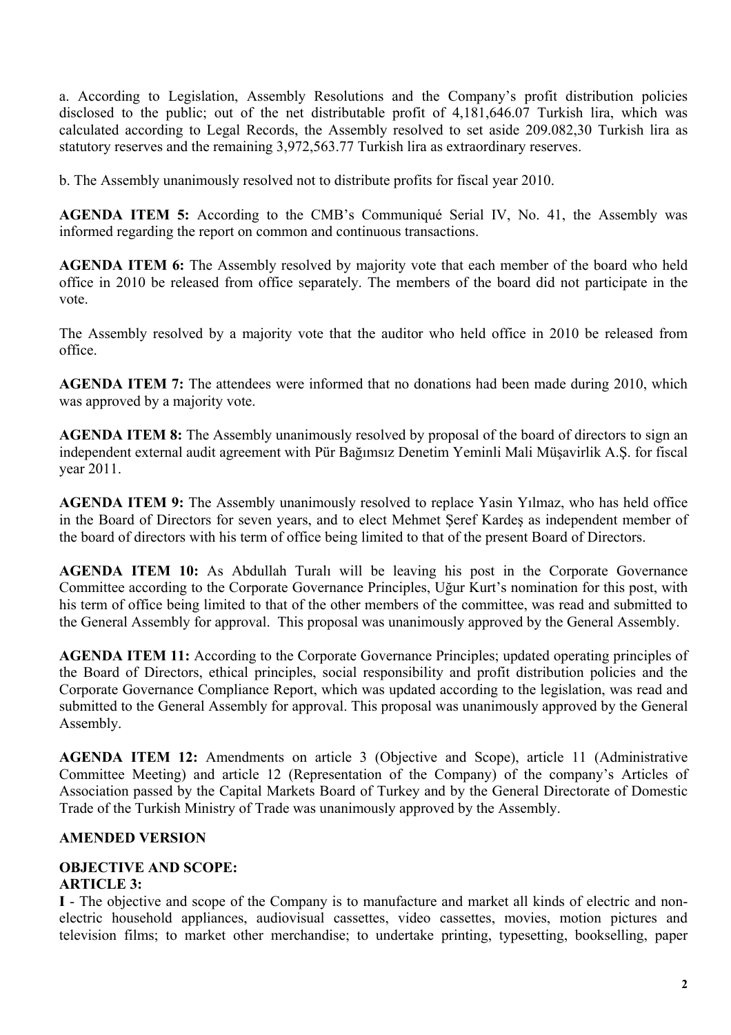a. According to Legislation, Assembly Resolutions and the Company's profit distribution policies disclosed to the public; out of the net distributable profit of 4,181,646.07 Turkish lira, which was calculated according to Legal Records, the Assembly resolved to set aside 209.082,30 Turkish lira as statutory reserves and the remaining 3,972,563.77 Turkish lira as extraordinary reserves.

b. The Assembly unanimously resolved not to distribute profits for fiscal year 2010.

**AGENDA ITEM 5:** According to the CMB's Communiqué Serial IV, No. 41, the Assembly was informed regarding the report on common and continuous transactions.

**AGENDA ITEM 6:** The Assembly resolved by majority vote that each member of the board who held office in 2010 be released from office separately. The members of the board did not participate in the vote.

The Assembly resolved by a majority vote that the auditor who held office in 2010 be released from office.

**AGENDA ITEM 7:** The attendees were informed that no donations had been made during 2010, which was approved by a majority vote.

**AGENDA ITEM 8:** The Assembly unanimously resolved by proposal of the board of directors to sign an independent external audit agreement with Pür Bağımsız Denetim Yeminli Mali Müşavirlik A.Ş. for fiscal year 2011.

**AGENDA ITEM 9:** The Assembly unanimously resolved to replace Yasin Yılmaz, who has held office in the Board of Directors for seven years, and to elect Mehmet Şeref Kardeş as independent member of the board of directors with his term of office being limited to that of the present Board of Directors.

**AGENDA ITEM 10:** As Abdullah Turalı will be leaving his post in the Corporate Governance Committee according to the Corporate Governance Principles, Uğur Kurt's nomination for this post, with his term of office being limited to that of the other members of the committee, was read and submitted to the General Assembly for approval. This proposal was unanimously approved by the General Assembly.

**AGENDA ITEM 11:** According to the Corporate Governance Principles; updated operating principles of the Board of Directors, ethical principles, social responsibility and profit distribution policies and the Corporate Governance Compliance Report, which was updated according to the legislation, was read and submitted to the General Assembly for approval. This proposal was unanimously approved by the General Assembly.

**AGENDA ITEM 12:** Amendments on article 3 (Objective and Scope), article 11 (Administrative Committee Meeting) and article 12 (Representation of the Company) of the company's Articles of Association passed by the Capital Markets Board of Turkey and by the General Directorate of Domestic Trade of the Turkish Ministry of Trade was unanimously approved by the Assembly.

**AMENDED VERSION**

**OBJECTIVE AND SCOPE:**
**ARTICLE 3:**

**I** - The objective and scope of the Company is to manufacture and market all kinds of electric and non-electric household appliances, audiovisual cassettes, video cassettes, movies, motion pictures and television films; to market other merchandise; to undertake printing, typesetting, bookselling, paper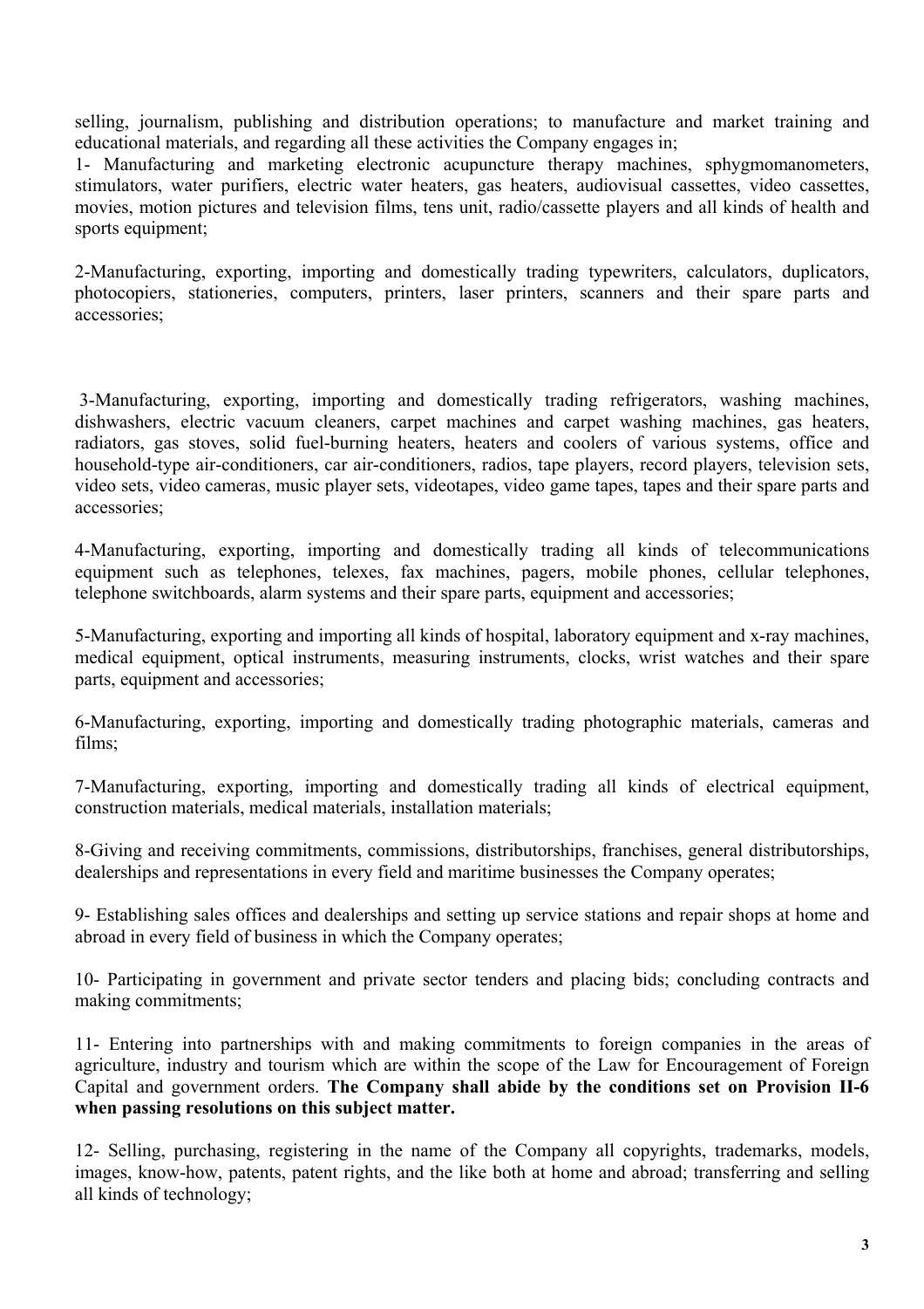selling, journalism, publishing and distribution operations; to manufacture and market training and educational materials, and regarding all these activities the Company engages in;

1- Manufacturing and marketing electronic acupuncture therapy machines, sphygmomanometers, stimulators, water purifiers, electric water heaters, gas heaters, audiovisual cassettes, video cassettes, movies, motion pictures and television films, tens unit, radio/cassette players and all kinds of health and sports equipment;

2-Manufacturing, exporting, importing and domestically trading typewriters, calculators, duplicators, photocopiers, stationeries, computers, printers, laser printers, scanners and their spare parts and accessories;

3-Manufacturing, exporting, importing and domestically trading refrigerators, washing machines, dishwashers, electric vacuum cleaners, carpet machines and carpet washing machines, gas heaters, radiators, gas stoves, solid fuel-burning heaters, heaters and coolers of various systems, office and household-type air-conditioners, car air-conditioners, radios, tape players, record players, television sets, video sets, video cameras, music player sets, videotapes, video game tapes, tapes and their spare parts and accessories;

4-Manufacturing, exporting, importing and domestically trading all kinds of telecommunications equipment such as telephones, telexes, fax machines, pagers, mobile phones, cellular telephones, telephone switchboards, alarm systems and their spare parts, equipment and accessories;

5-Manufacturing, exporting and importing all kinds of hospital, laboratory equipment and x-ray machines, medical equipment, optical instruments, measuring instruments, clocks, wrist watches and their spare parts, equipment and accessories;

6-Manufacturing, exporting, importing and domestically trading photographic materials, cameras and films;

7-Manufacturing, exporting, importing and domestically trading all kinds of electrical equipment, construction materials, medical materials, installation materials;

8-Giving and receiving commitments, commissions, distributorships, franchises, general distributorships, dealerships and representations in every field and maritime businesses the Company operates;

9- Establishing sales offices and dealerships and setting up service stations and repair shops at home and abroad in every field of business in which the Company operates;

10- Participating in government and private sector tenders and placing bids; concluding contracts and making commitments;

11- Entering into partnerships with and making commitments to foreign companies in the areas of agriculture, industry and tourism which are within the scope of the Law for Encouragement of Foreign Capital and government orders. **The Company shall abide by the conditions set on Provision II-6 when passing resolutions on this subject matter.**

12- Selling, purchasing, registering in the name of the Company all copyrights, trademarks, models, images, know-how, patents, patent rights, and the like both at home and abroad; transferring and selling all kinds of technology;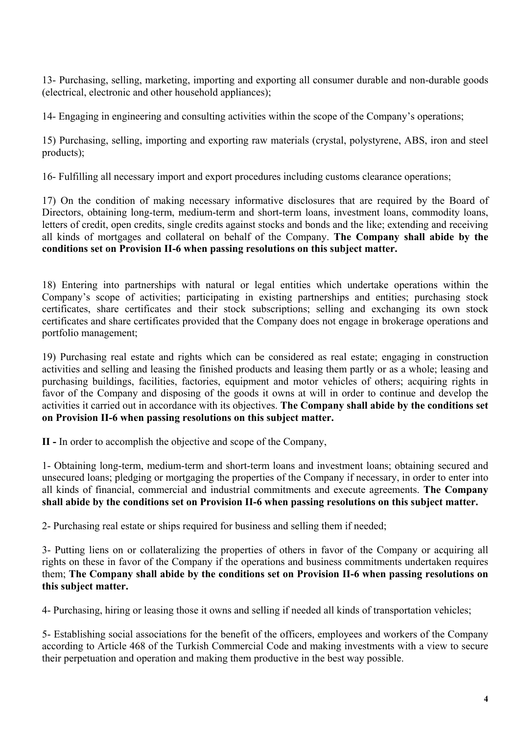13- Purchasing, selling, marketing, importing and exporting all consumer durable and non-durable goods (electrical, electronic and other household appliances);

14- Engaging in engineering and consulting activities within the scope of the Company's operations;

15) Purchasing, selling, importing and exporting raw materials (crystal, polystyrene, ABS, iron and steel products);

16- Fulfilling all necessary import and export procedures including customs clearance operations;

17) On the condition of making necessary informative disclosures that are required by the Board of Directors, obtaining long-term, medium-term and short-term loans, investment loans, commodity loans, letters of credit, open credits, single credits against stocks and bonds and the like; extending and receiving all kinds of mortgages and collateral on behalf of the Company. **The Company shall abide by the conditions set on Provision II-6 when passing resolutions on this subject matter.**

18) Entering into partnerships with natural or legal entities which undertake operations within the Company's scope of activities; participating in existing partnerships and entities; purchasing stock certificates, share certificates and their stock subscriptions; selling and exchanging its own stock certificates and share certificates provided that the Company does not engage in brokerage operations and portfolio management;

19) Purchasing real estate and rights which can be considered as real estate; engaging in construction activities and selling and leasing the finished products and leasing them partly or as a whole; leasing and purchasing buildings, facilities, factories, equipment and motor vehicles of others; acquiring rights in favor of the Company and disposing of the goods it owns at will in order to continue and develop the activities it carried out in accordance with its objectives. **The Company shall abide by the conditions set on Provision II-6 when passing resolutions on this subject matter.**

**II -** In order to accomplish the objective and scope of the Company,

1- Obtaining long-term, medium-term and short-term loans and investment loans; obtaining secured and unsecured loans; pledging or mortgaging the properties of the Company if necessary, in order to enter into all kinds of financial, commercial and industrial commitments and execute agreements. **The Company shall abide by the conditions set on Provision II-6 when passing resolutions on this subject matter.**

2- Purchasing real estate or ships required for business and selling them if needed;

3- Putting liens on or collateralizing the properties of others in favor of the Company or acquiring all rights on these in favor of the Company if the operations and business commitments undertaken requires them; **The Company shall abide by the conditions set on Provision II-6 when passing resolutions on this subject matter.**

4- Purchasing, hiring or leasing those it owns and selling if needed all kinds of transportation vehicles;

5- Establishing social associations for the benefit of the officers, employees and workers of the Company according to Article 468 of the Turkish Commercial Code and making investments with a view to secure their perpetuation and operation and making them productive in the best way possible.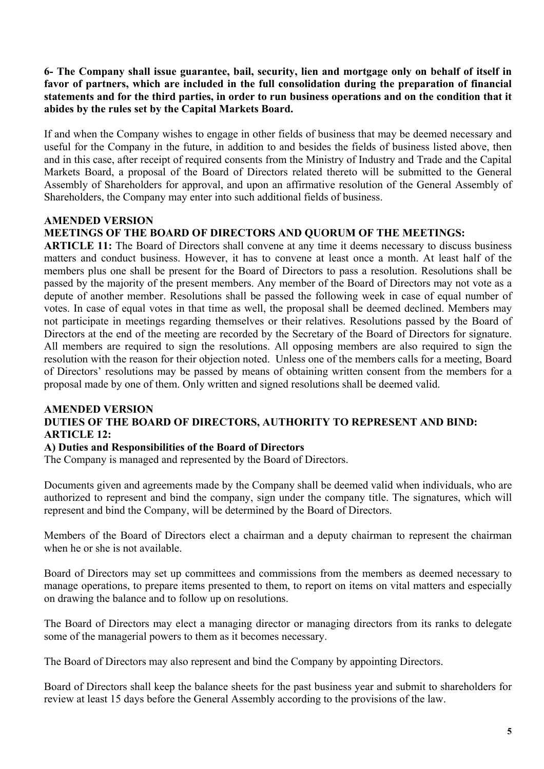**6- The Company shall issue guarantee, bail, security, lien and mortgage only on behalf of itself in favor of partners, which are included in the full consolidation during the preparation of financial statements and for the third parties, in order to run business operations and on the condition that it abides by the rules set by the Capital Markets Board.**

If and when the Company wishes to engage in other fields of business that may be deemed necessary and useful for the Company in the future, in addition to and besides the fields of business listed above, then and in this case, after receipt of required consents from the Ministry of Industry and Trade and the Capital Markets Board, a proposal of the Board of Directors related thereto will be submitted to the General Assembly of Shareholders for approval, and upon an affirmative resolution of the General Assembly of Shareholders, the Company may enter into such additional fields of business.

**AMENDED VERSION**

**MEETINGS OF THE BOARD OF DIRECTORS AND QUORUM OF THE MEETINGS:**

**ARTICLE 11:** The Board of Directors shall convene at any time it deems necessary to discuss business matters and conduct business. However, it has to convene at least once a month. At least half of the members plus one shall be present for the Board of Directors to pass a resolution. Resolutions shall be passed by the majority of the present members. Any member of the Board of Directors may not vote as a depute of another member. Resolutions shall be passed the following week in case of equal number of votes. In case of equal votes in that time as well, the proposal shall be deemed declined. Members may not participate in meetings regarding themselves or their relatives. Resolutions passed by the Board of Directors at the end of the meeting are recorded by the Secretary of the Board of Directors for signature. All members are required to sign the resolutions. All opposing members are also required to sign the resolution with the reason for their objection noted. Unless one of the members calls for a meeting, Board of Directors' resolutions may be passed by means of obtaining written consent from the members for a proposal made by one of them. Only written and signed resolutions shall be deemed valid.

**AMENDED VERSION**

**DUTIES OF THE BOARD OF DIRECTORS, AUTHORITY TO REPRESENT AND BIND:**

**ARTICLE 12:**

**A) Duties and Responsibilities of the Board of Directors**

The Company is managed and represented by the Board of Directors.

Documents given and agreements made by the Company shall be deemed valid when individuals, who are authorized to represent and bind the company, sign under the company title. The signatures, which will represent and bind the Company, will be determined by the Board of Directors.

Members of the Board of Directors elect a chairman and a deputy chairman to represent the chairman when he or she is not available.

Board of Directors may set up committees and commissions from the members as deemed necessary to manage operations, to prepare items presented to them, to report on items on vital matters and especially on drawing the balance and to follow up on resolutions.

The Board of Directors may elect a managing director or managing directors from its ranks to delegate some of the managerial powers to them as it becomes necessary.

The Board of Directors may also represent and bind the Company by appointing Directors.

Board of Directors shall keep the balance sheets for the past business year and submit to shareholders for review at least 15 days before the General Assembly according to the provisions of the law.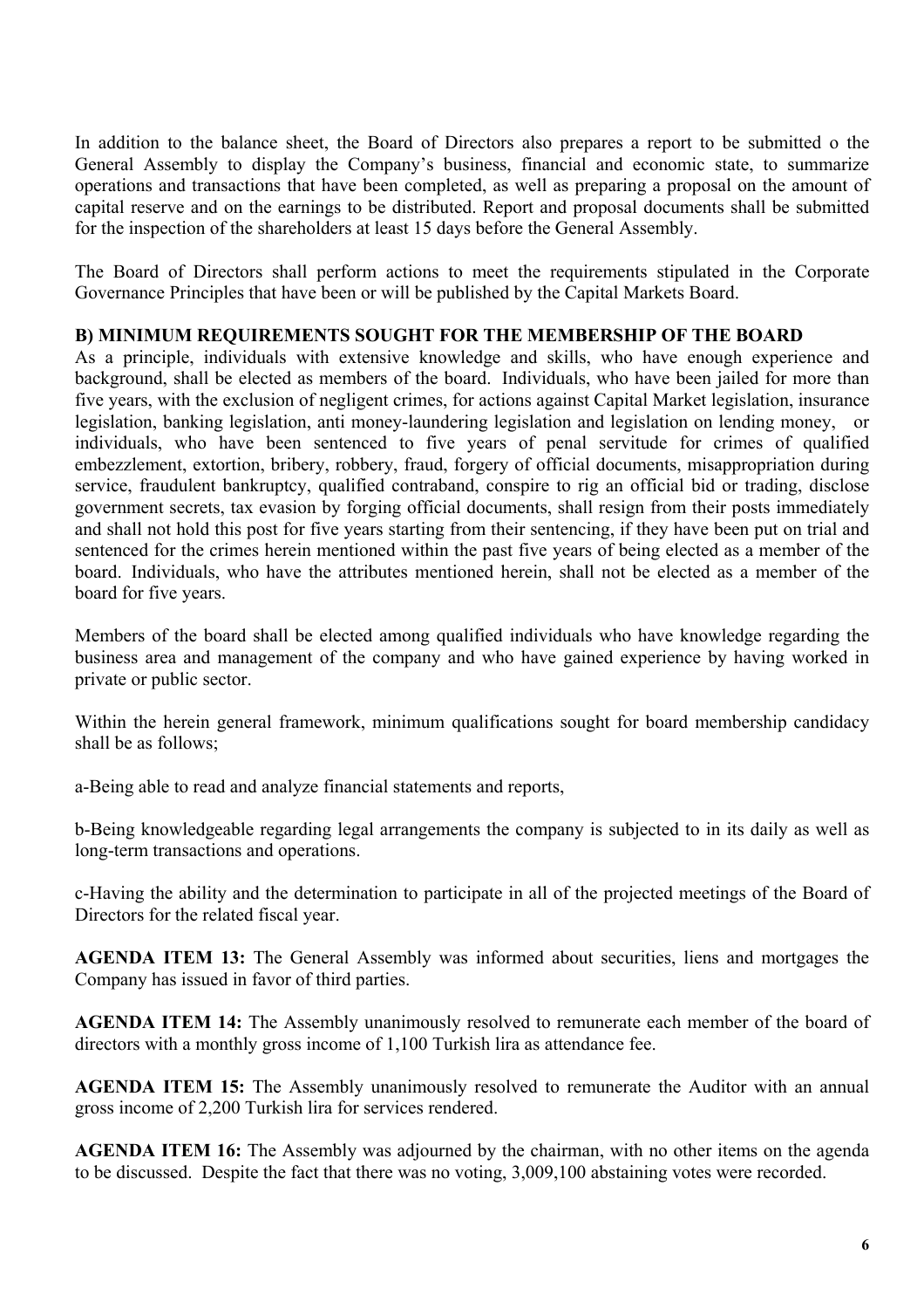In addition to the balance sheet, the Board of Directors also prepares a report to be submitted o the General Assembly to display the Company's business, financial and economic state, to summarize operations and transactions that have been completed, as well as preparing a proposal on the amount of capital reserve and on the earnings to be distributed. Report and proposal documents shall be submitted for the inspection of the shareholders at least 15 days before the General Assembly.

The Board of Directors shall perform actions to meet the requirements stipulated in the Corporate Governance Principles that have been or will be published by the Capital Markets Board.

**B) MINIMUM REQUIREMENTS SOUGHT FOR THE MEMBERSHIP OF THE BOARD**

As a principle, individuals with extensive knowledge and skills, who have enough experience and background, shall be elected as members of the board. Individuals, who have been jailed for more than five years, with the exclusion of negligent crimes, for actions against Capital Market legislation, insurance legislation, banking legislation, anti money-laundering legislation and legislation on lending money, or individuals, who have been sentenced to five years of penal servitude for crimes of qualified embezzlement, extortion, bribery, robbery, fraud, forgery of official documents, misappropriation during service, fraudulent bankruptcy, qualified contraband, conspire to rig an official bid or trading, disclose government secrets, tax evasion by forging official documents, shall resign from their posts immediately and shall not hold this post for five years starting from their sentencing, if they have been put on trial and sentenced for the crimes herein mentioned within the past five years of being elected as a member of the board. Individuals, who have the attributes mentioned herein, shall not be elected as a member of the board for five years.

Members of the board shall be elected among qualified individuals who have knowledge regarding the business area and management of the company and who have gained experience by having worked in private or public sector.

Within the herein general framework, minimum qualifications sought for board membership candidacy shall be as follows;

a-Being able to read and analyze financial statements and reports,

b-Being knowledgeable regarding legal arrangements the company is subjected to in its daily as well as long-term transactions and operations.

c-Having the ability and the determination to participate in all of the projected meetings of the Board of Directors for the related fiscal year.

**AGENDA ITEM 13:** The General Assembly was informed about securities, liens and mortgages the Company has issued in favor of third parties.

**AGENDA ITEM 14:** The Assembly unanimously resolved to remunerate each member of the board of directors with a monthly gross income of 1,100 Turkish lira as attendance fee.

**AGENDA ITEM 15:** The Assembly unanimously resolved to remunerate the Auditor with an annual gross income of 2,200 Turkish lira for services rendered.

**AGENDA ITEM 16:** The Assembly was adjourned by the chairman, with no other items on the agenda to be discussed. Despite the fact that there was no voting, 3,009,100 abstaining votes were recorded.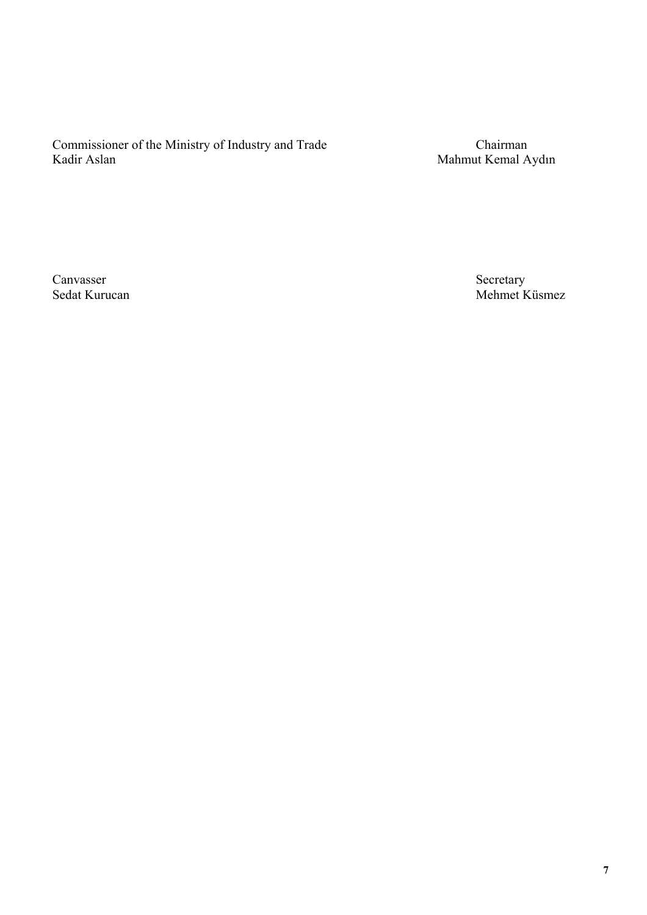Commissioner of the Ministry of Industry and Trade
Kadir Aslan

Chairman
Mahmut Kemal Aydın

Canvasser
Sedat Kurucan

Secretary
Mehmet Küsmez